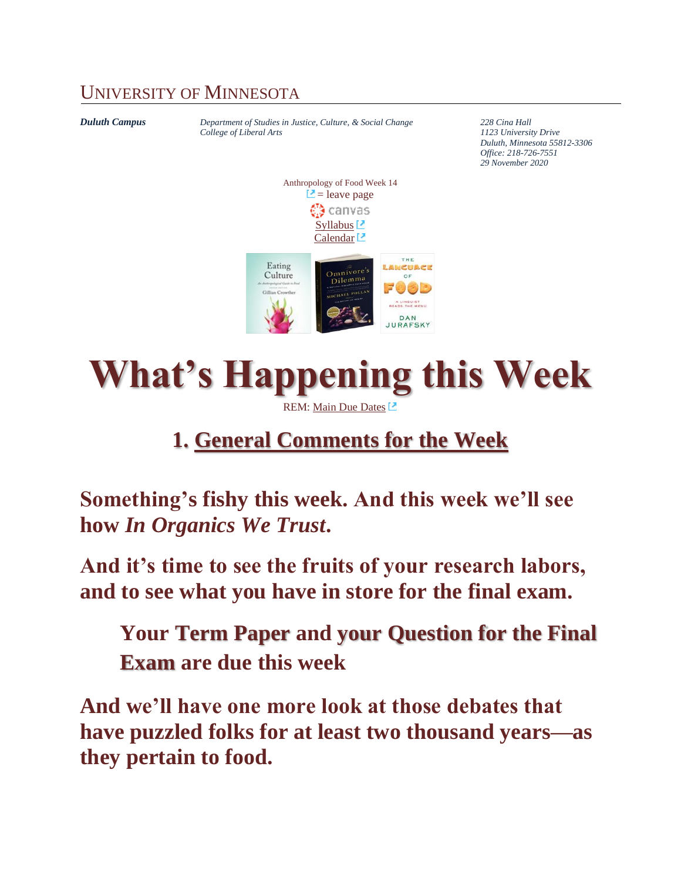UNIVERSITY OF MINNESOTA

***Duluth Campus***

*Department of Studies in Justice, Culture, & Social Change*
*College of Liberal Arts*

*228 Cina Hall*
*1123 University Drive*
*Duluth, Minnesota 55812-3306*
*Office: 218-726-7551*
*29 November 2020*

Anthropology of Food Week 14

= leave page

canvas

Syllabus

Calendar

# What's Happening this Week

REM: Main Due Dates

## 1. General Comments for the Week

**Something's fishy this week. And this week we'll see how *In Organics We Trust.***

**And it's time to see the fruits of your research labors, and to see what you have in store for the final exam.**

> **Your Term Paper and your Question for the Final Exam are due this week**

**And we'll have one more look at those debates that have puzzled folks for at least two thousand years—as they pertain to food.**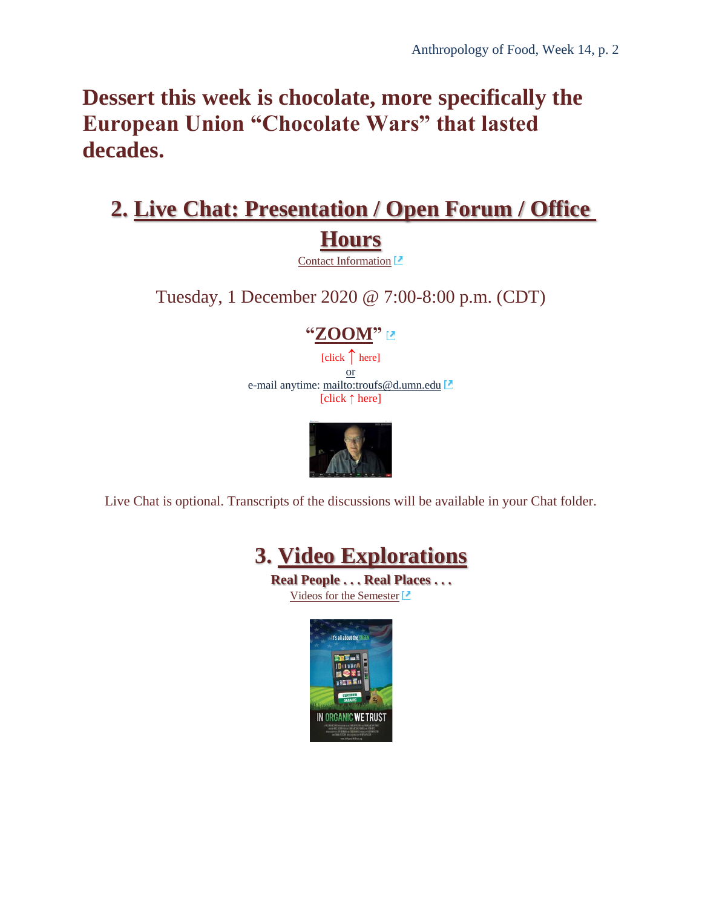## Dessert this week is chocolate, more specifically the European Union "Chocolate Wars" that lasted decades.

## 2. Live Chat: Presentation / Open Forum / Office Hours

Contact Information

Tuesday, 1 December 2020 @ 7:00-8:00 p.m. (CDT)

**"ZOOM"**

[click ↑ here]

or

e-mail anytime: mailto:troufs@d.umn.edu

[click ↑ here]

Live Chat is optional. Transcripts of the discussions will be available in your Chat folder.

## 3. Video Explorations

**Real People . . . Real Places . . .**

Videos for the Semester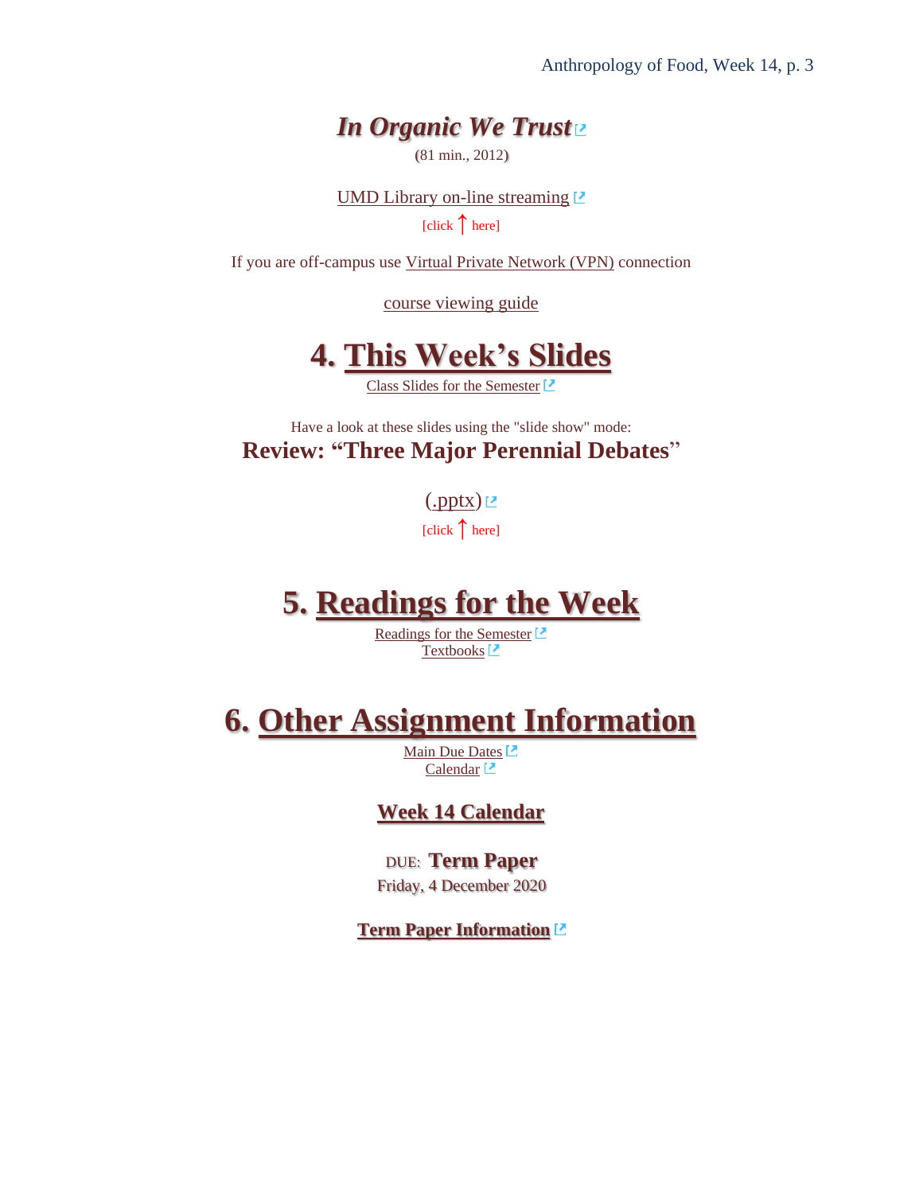### *In Organic We Trust*

(81 min., 2012)

UMD Library on-line streaming

[click ↑ here]

If you are off-campus use Virtual Private Network (VPN) connection

course viewing guide

# 4. This Week's Slides

Class Slides for the Semester

Have a look at these slides using the "slide show" mode:

**Review: "Three Major Perennial Debates"**

(.pptx)

[click ↑ here]

# 5. Readings for the Week

Readings for the Semester

Textbooks

# 6. Other Assignment Information

Main Due Dates

Calendar

### Week 14 Calendar

DUE: **Term Paper**

Friday, 4 December 2020

**Term Paper Information**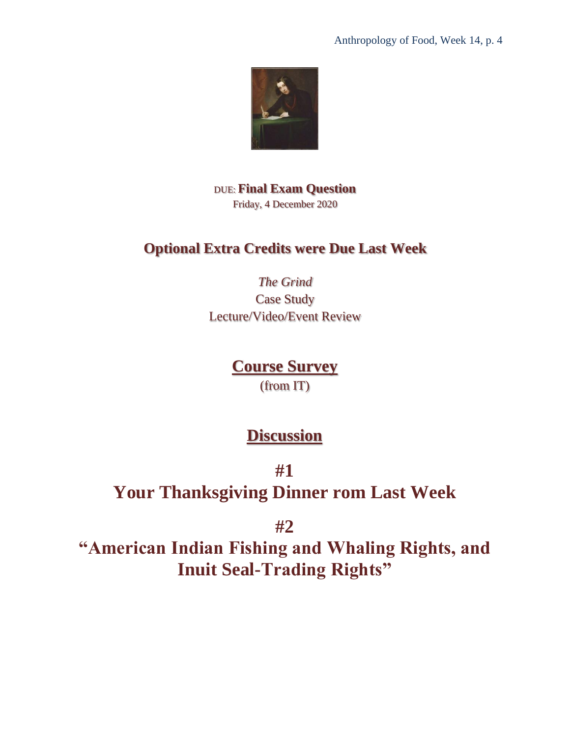DUE: **Final Exam Question**
Friday, 4 December 2020

## Optional Extra Credits were Due Last Week

*The Grind*
Case Study
Lecture/Video/Event Review

## Course Survey

(from IT)

## Discussion

## #1

## Your Thanksgiving Dinner rom Last Week

## #2

## "American Indian Fishing and Whaling Rights, and Inuit Seal-Trading Rights"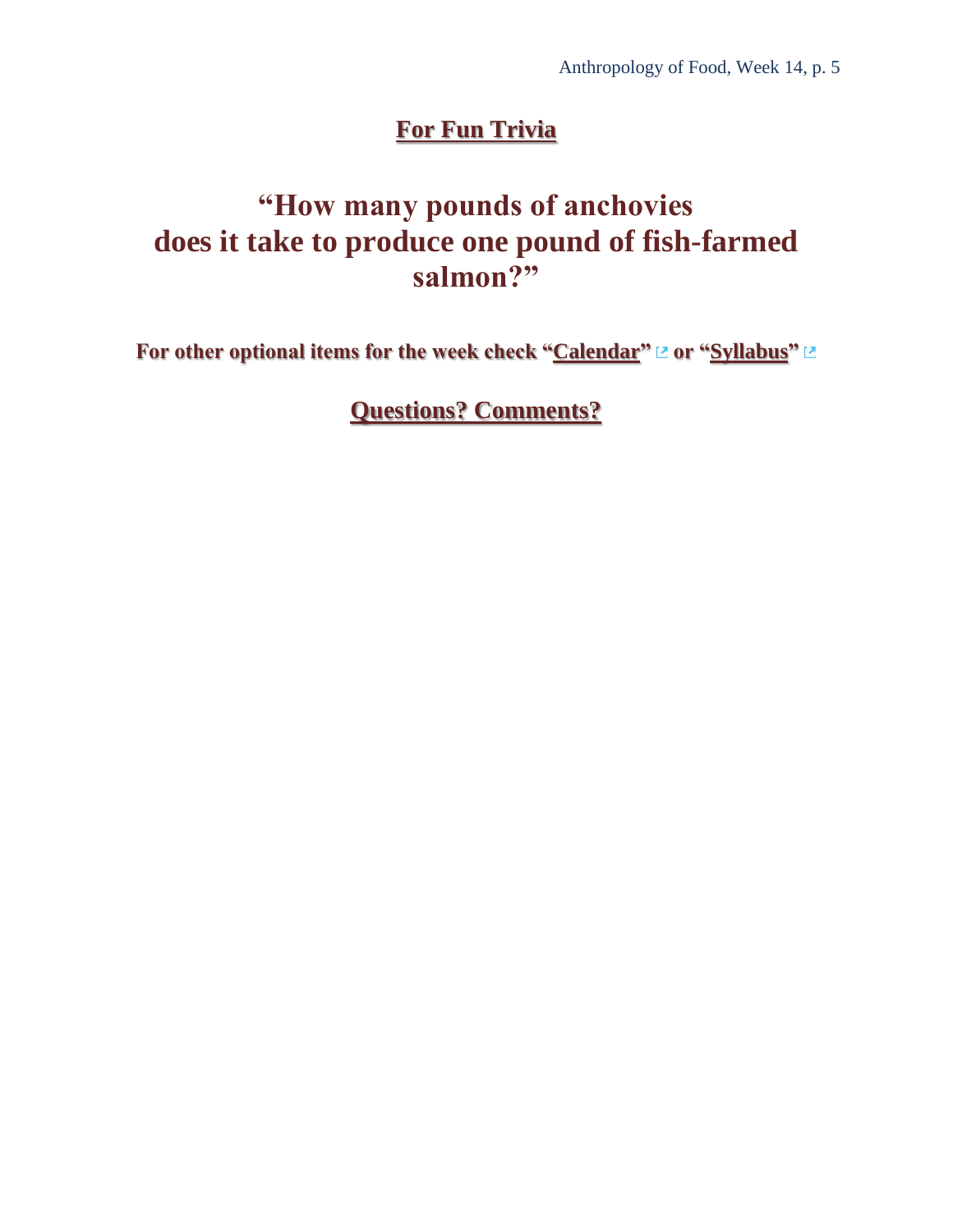## For Fun Trivia

# "How many pounds of anchovies does it take to produce one pound of fish-farmed salmon?"

**For other optional items for the week check "Calendar" or "Syllabus"**

## Questions? Comments?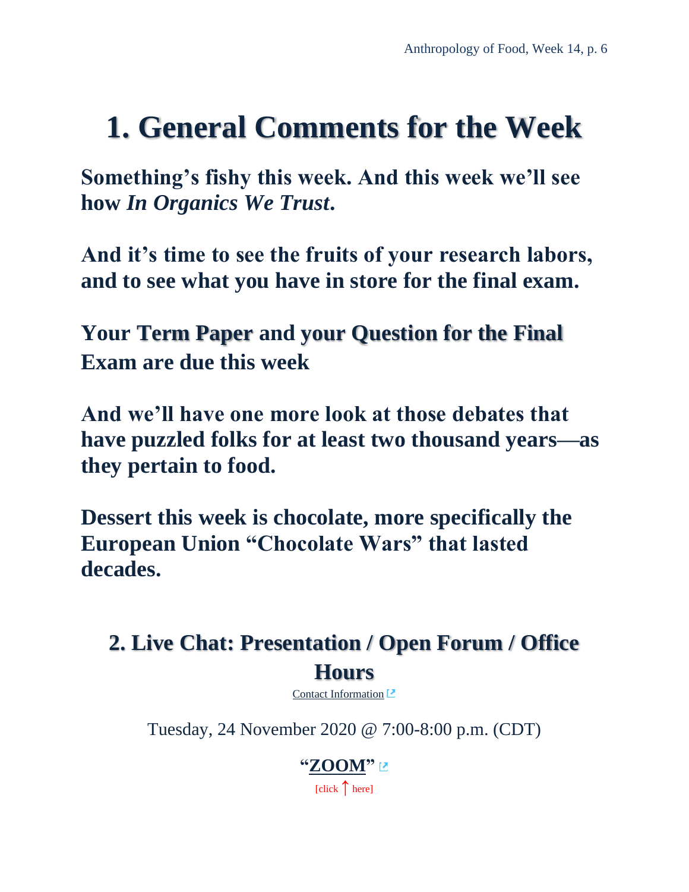# 1. General Comments for the Week

**Something's fishy this week. And this week we'll see how *In Organics We Trust*.**

**And it's time to see the fruits of your research labors, and to see what you have in store for the final exam.**

**Your Term Paper and your Question for the Final Exam are due this week**

**And we'll have one more look at those debates that have puzzled folks for at least two thousand years—as they pertain to food.**

**Dessert this week is chocolate, more specifically the European Union "Chocolate Wars" that lasted decades.**

## 2. Live Chat: Presentation / Open Forum / Office Hours

Contact Information

Tuesday, 24 November 2020 @ 7:00-8:00 p.m. (CDT)

**"ZOOM"**

[click ↑ here]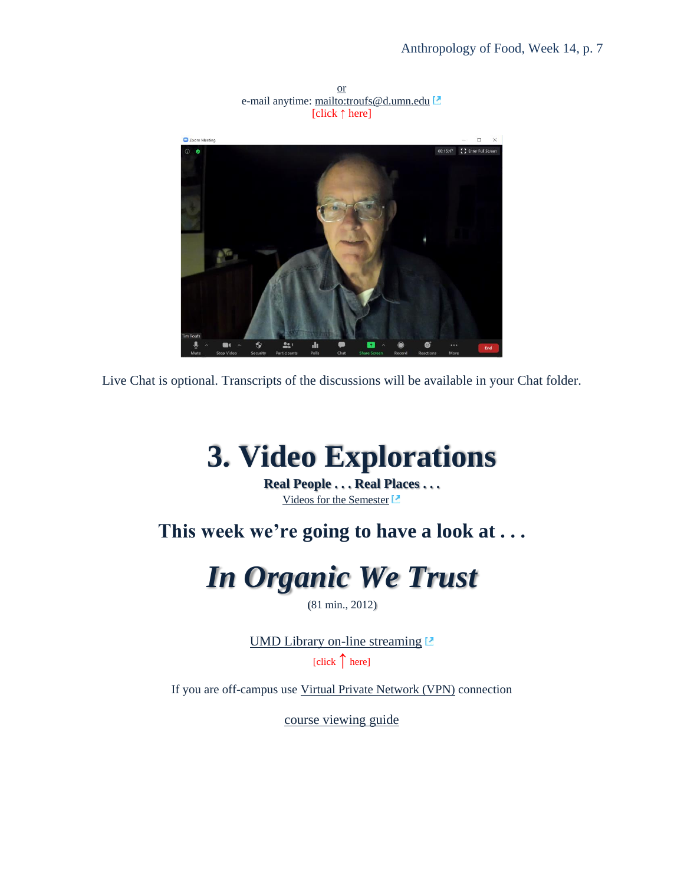or

e-mail anytime: mailto:troufs@d.umn.edu

[click ↑ here]

Live Chat is optional. Transcripts of the discussions will be available in your Chat folder.

# 3. Video Explorations

**Real People . . . Real Places . . .**

Videos for the Semester

## This week we're going to have a look at . . .

# *In Organic We Trust*

(81 min., 2012)

UMD Library on-line streaming

[click ↑ here]

If you are off-campus use Virtual Private Network (VPN) connection

course viewing guide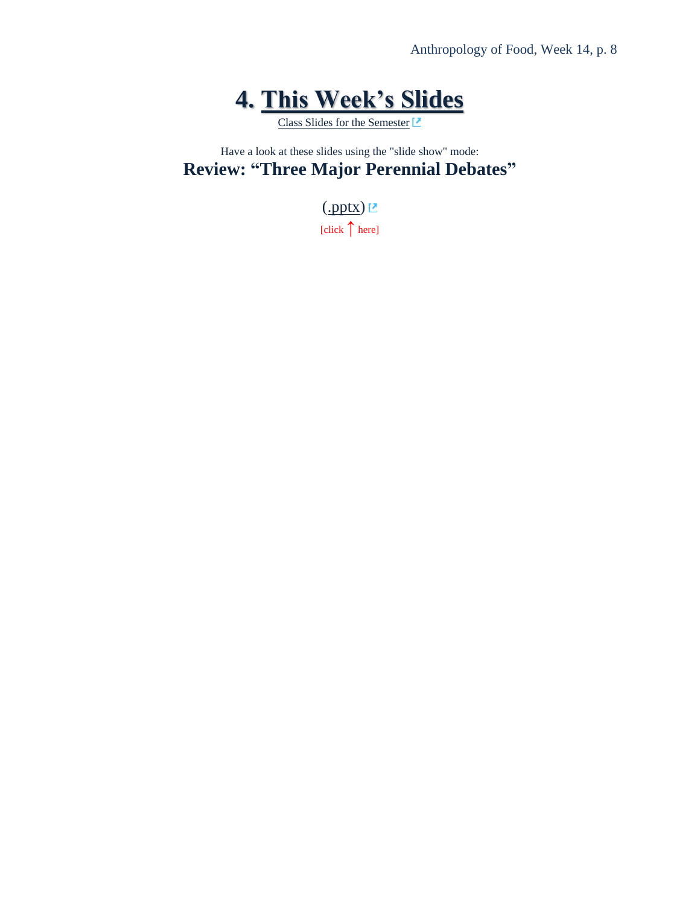# 4. This Week's Slides

Class Slides for the Semester

Have a look at these slides using the "slide show" mode:

## Review: "Three Major Perennial Debates"

(.pptx)

[click ↑ here]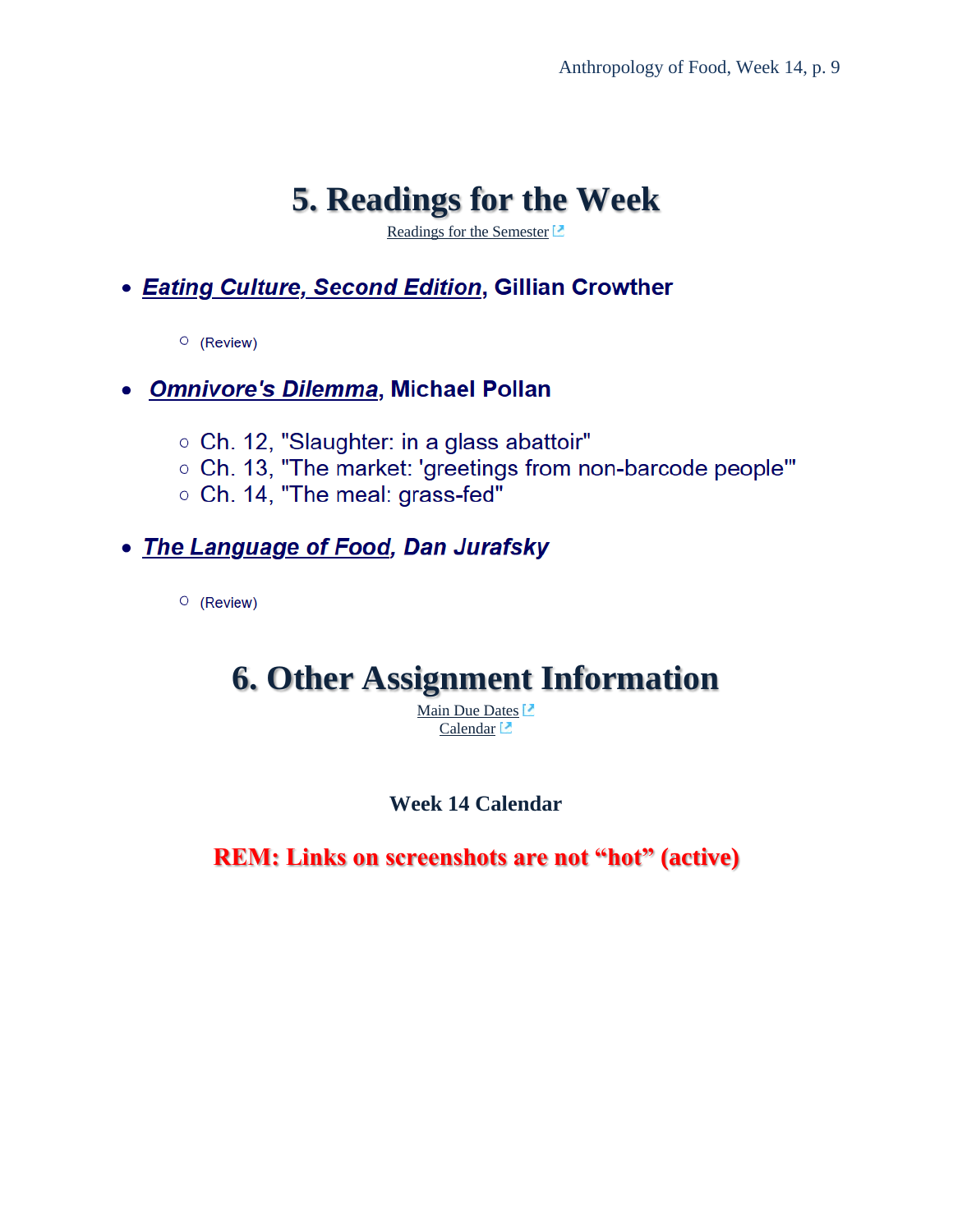# 5. Readings for the Week

[Readings for the Semester](#)

- ***Eating Culture, Second Edition*, Gillian Crowther**
  - (Review)
- ***Omnivore's Dilemma*, Michael Pollan**
  - Ch. 12, "Slaughter: in a glass abattoir"
  - Ch. 13, "The market: 'greetings from non-barcode people'"
  - Ch. 14, "The meal: grass-fed"
- ***The Language of Food*, Dan Jurafsky**
  - (Review)

# 6. Other Assignment Information

Main Due Dates

Calendar

### Week 14 Calendar

**REM: Links on screenshots are not "hot" (active)**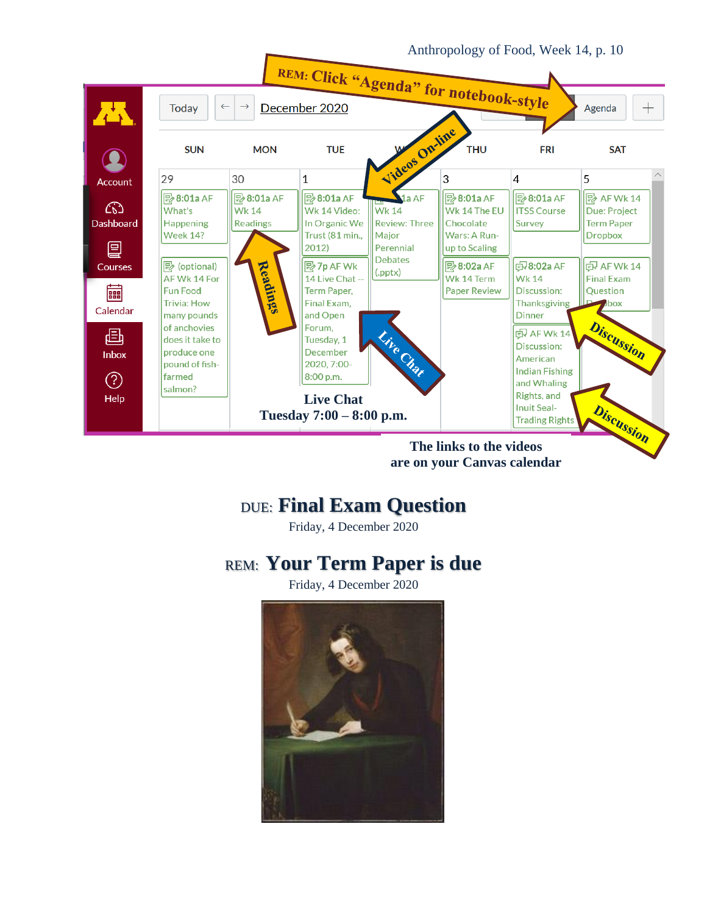REM: Click "Agenda" for notebook-style

| SUN | MON | TUE | WED | THU | FRI | SAT |
|---|---|---|---|---|---|---|
| 29 | 30 | 1 | 2 | 3 | 4 | 5 |
| 8:01a AF What's Happening Week 14? | 8:01a AF Wk 14 Readings | 8:01a AF Wk 14 Video: In Organic We Trust (81 min., 2012) | 8:01a AF Wk 14 Review: Three Major Perennial Debates (.pptx) | 8:01a AF Wk 14 The EU Chocolate Wars: A Run-up to Scaling | 8:01a AF ITSS Course Survey | AF Wk 14 Due: Project Term Paper Dropbox |
| (optional) AF Wk 14 For Fun Food Trivia: How many pounds of anchovies does it take to produce one pound of fish-farmed salmon? | | 7p AF Wk 14 Live Chat -- Term Paper, Final Exam, and Open Forum, Tuesday, 1 December 2020, 7:00-8:00 p.m. | | 8:02a AF Wk 14 Term Paper Review | 8:02a AF Wk 14 Discussion: Thanksgiving Dinner | AF Wk 14 Final Exam Question Dropbox |
| | | | | | AF Wk 14 Discussion: American Indian Fishing and Whaling Rights, and Inuit Seal-Trading Rights | |

Readings

Videos On-line

Live Chat

Discussion

Discussion

**Live Chat**
**Tuesday 7:00 – 8:00 p.m.**

**The links to the videos are on your Canvas calendar**

## DUE: Final Exam Question

Friday, 4 December 2020

## REM: Your Term Paper is due

Friday, 4 December 2020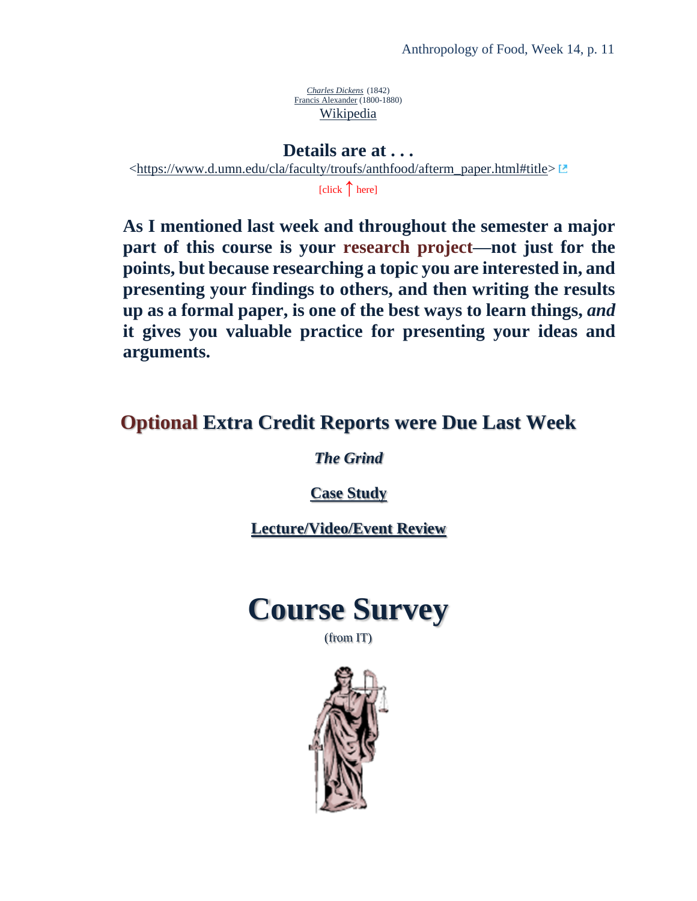*Charles Dickens* (1842)
Francis Alexander (1800-1880)
Wikipedia

## Details are at . . .

<https://www.d.umn.edu/cla/faculty/troufs/anthfood/afterm_paper.html#title>

[click ↑ here]

**As I mentioned last week and throughout the semester a major part of this course is your research project—not just for the points, but because researching a topic you are interested in, and presenting your findings to others, and then writing the results up as a formal paper, is one of the best ways to learn things, *and* it gives you valuable practice for presenting your ideas and arguments.**

## Optional Extra Credit Reports were Due Last Week

***The Grind***

**Case Study**

**Lecture/Video/Event Review**

# Course Survey

(from IT)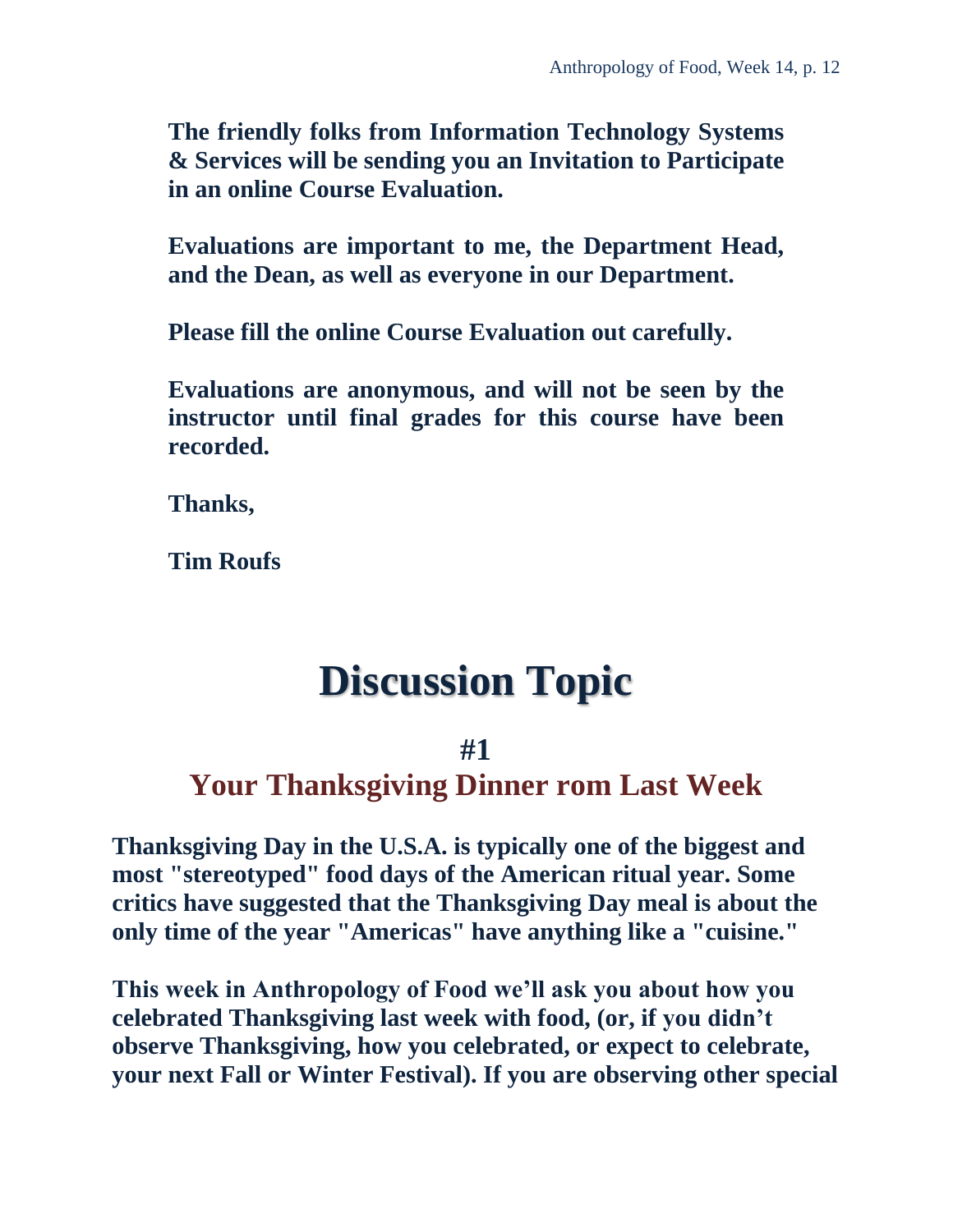**The friendly folks from Information Technology Systems & Services will be sending you an Invitation to Participate in an online Course Evaluation.**

**Evaluations are important to me, the Department Head, and the Dean, as well as everyone in our Department.**

**Please fill the online Course Evaluation out carefully.**

**Evaluations are anonymous, and will not be seen by the instructor until final grades for this course have been recorded.**

**Thanks,**

**Tim Roufs**

# Discussion Topic

### #1

## Your Thanksgiving Dinner rom Last Week

**Thanksgiving Day in the U.S.A. is typically one of the biggest and most "stereotyped" food days of the American ritual year. Some critics have suggested that the Thanksgiving Day meal is about the only time of the year "Americas" have anything like a "cuisine."**

**This week in Anthropology of Food we'll ask you about how you celebrated Thanksgiving last week with food, (or, if you didn't observe Thanksgiving, how you celebrated, or expect to celebrate, your next Fall or Winter Festival). If you are observing other special**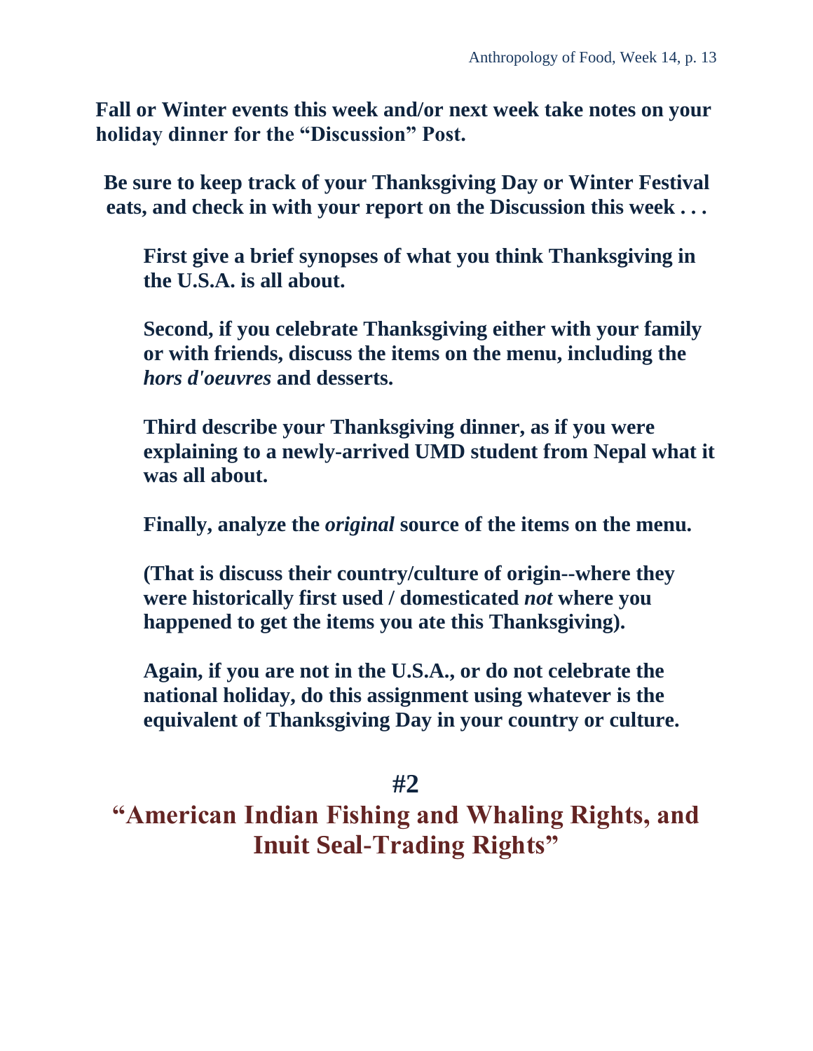**Fall or Winter events this week and/or next week take notes on your holiday dinner for the "Discussion" Post.**

**Be sure to keep track of your Thanksgiving Day or Winter Festival eats, and check in with your report on the Discussion this week . . .**

**First give a brief synopses of what you think Thanksgiving in the U.S.A. is all about.**

**Second, if you celebrate Thanksgiving either with your family or with friends, discuss the items on the menu, including the *hors d'oeuvres* and desserts.**

**Third describe your Thanksgiving dinner, as if you were explaining to a newly-arrived UMD student from Nepal what it was all about.**

**Finally, analyze the *original* source of the items on the menu.**

**(That is discuss their country/culture of origin--where they were historically first used / domesticated *not* where you happened to get the items you ate this Thanksgiving).**

**Again, if you are not in the U.S.A., or do not celebrate the national holiday, do this assignment using whatever is the equivalent of Thanksgiving Day in your country or culture.**

## #2

## "American Indian Fishing and Whaling Rights, and Inuit Seal-Trading Rights"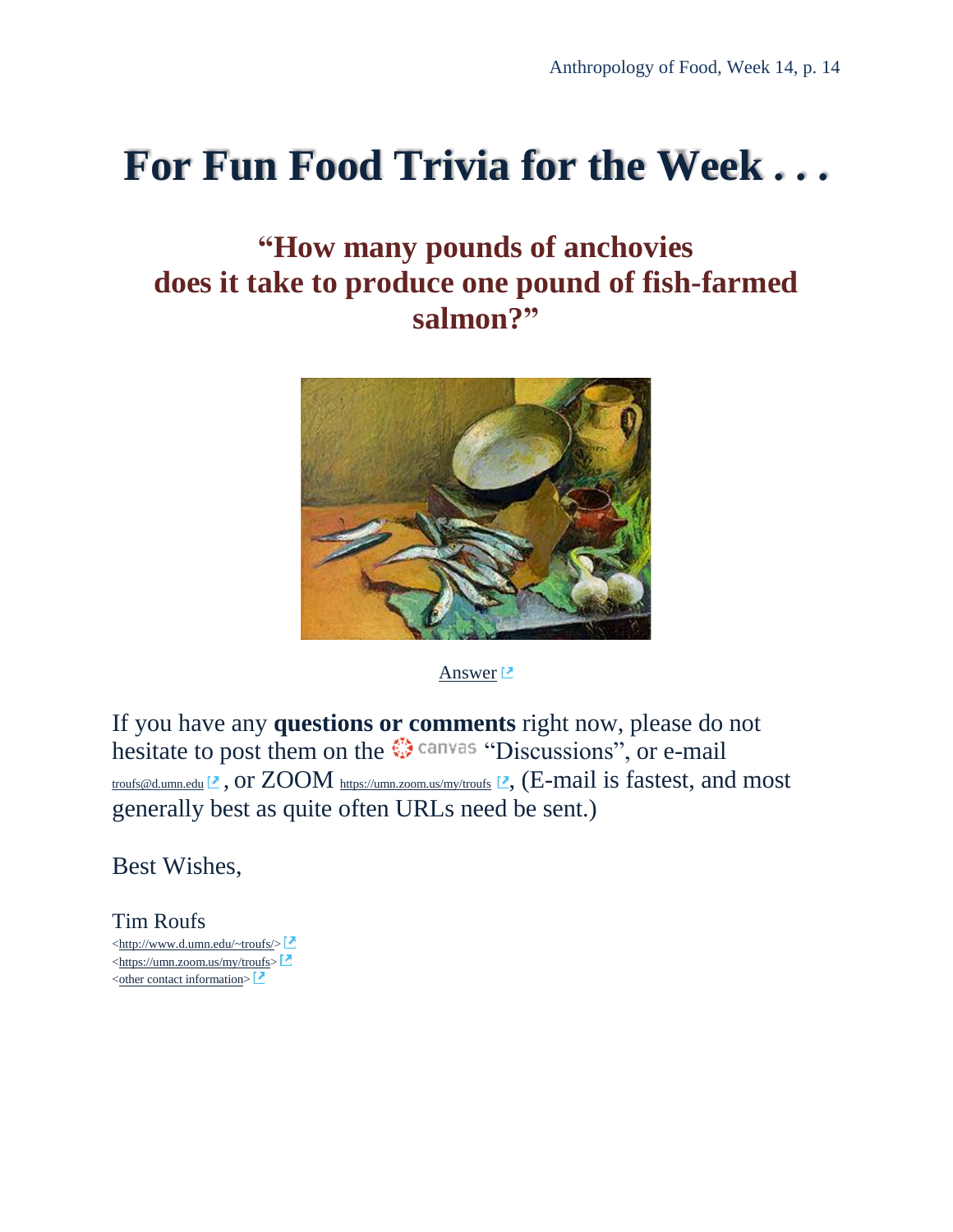# For Fun Food Trivia for the Week . . .

## "How many pounds of anchovies does it take to produce one pound of fish-farmed salmon?"

Answer

If you have any **questions or comments** right now, please do not hesitate to post them on the canvas "Discussions", or e-mail troufs@d.umn.edu, or ZOOM https://umn.zoom.us/my/troufs, (E-mail is fastest, and most generally best as quite often URLs need be sent.)

Best Wishes,

Tim Roufs
<http://www.d.umn.edu/~troufs/>
<https://umn.zoom.us/my/troufs>
<other contact information>